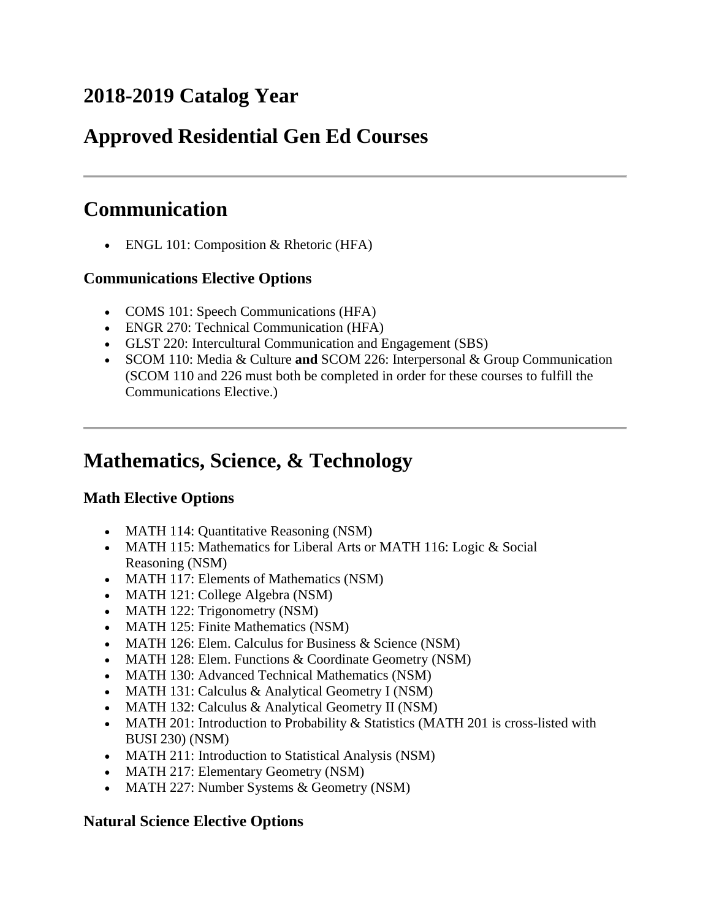# 2018-2019 Catalog Year

# Approved Residential Gen Ed Courses

---

## Communication

- ENGL 101: Composition & Rhetoric (HFA)

### Communications Elective Options

- COMS 101: Speech Communications (HFA)
- ENGR 270: Technical Communication (HFA)
- GLST 220: Intercultural Communication and Engagement (SBS)
- SCOM 110: Media & Culture **and** SCOM 226: Interpersonal & Group Communication (SCOM 110 and 226 must both be completed in order for these courses to fulfill the Communications Elective.)

---

## Mathematics, Science, & Technology

### Math Elective Options

- MATH 114: Quantitative Reasoning (NSM)
- MATH 115: Mathematics for Liberal Arts or MATH 116: Logic & Social Reasoning (NSM)
- MATH 117: Elements of Mathematics (NSM)
- MATH 121: College Algebra (NSM)
- MATH 122: Trigonometry (NSM)
- MATH 125: Finite Mathematics (NSM)
- MATH 126: Elem. Calculus for Business & Science (NSM)
- MATH 128: Elem. Functions & Coordinate Geometry (NSM)
- MATH 130: Advanced Technical Mathematics (NSM)
- MATH 131: Calculus & Analytical Geometry I (NSM)
- MATH 132: Calculus & Analytical Geometry II (NSM)
- MATH 201: Introduction to Probability & Statistics (MATH 201 is cross-listed with BUSI 230) (NSM)
- MATH 211: Introduction to Statistical Analysis (NSM)
- MATH 217: Elementary Geometry (NSM)
- MATH 227: Number Systems & Geometry (NSM)

### Natural Science Elective Options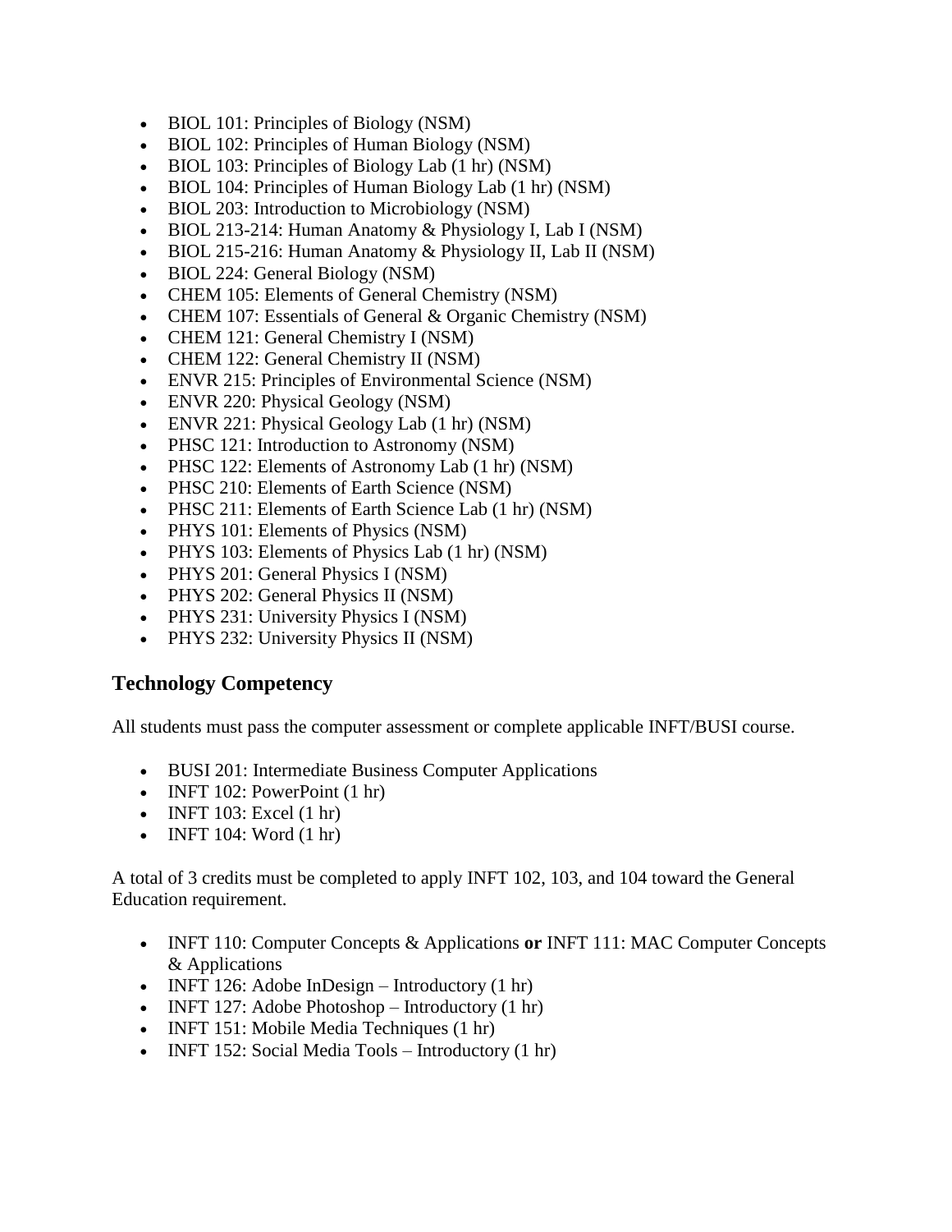- BIOL 101: Principles of Biology (NSM)
- BIOL 102: Principles of Human Biology (NSM)
- BIOL 103: Principles of Biology Lab (1 hr) (NSM)
- BIOL 104: Principles of Human Biology Lab (1 hr) (NSM)
- BIOL 203: Introduction to Microbiology (NSM)
- BIOL 213-214: Human Anatomy & Physiology I, Lab I (NSM)
- BIOL 215-216: Human Anatomy & Physiology II, Lab II (NSM)
- BIOL 224: General Biology (NSM)
- CHEM 105: Elements of General Chemistry (NSM)
- CHEM 107: Essentials of General & Organic Chemistry (NSM)
- CHEM 121: General Chemistry I (NSM)
- CHEM 122: General Chemistry II (NSM)
- ENVR 215: Principles of Environmental Science (NSM)
- ENVR 220: Physical Geology (NSM)
- ENVR 221: Physical Geology Lab (1 hr) (NSM)
- PHSC 121: Introduction to Astronomy (NSM)
- PHSC 122: Elements of Astronomy Lab (1 hr) (NSM)
- PHSC 210: Elements of Earth Science (NSM)
- PHSC 211: Elements of Earth Science Lab (1 hr) (NSM)
- PHYS 101: Elements of Physics (NSM)
- PHYS 103: Elements of Physics Lab (1 hr) (NSM)
- PHYS 201: General Physics I (NSM)
- PHYS 202: General Physics II (NSM)
- PHYS 231: University Physics I (NSM)
- PHYS 232: University Physics II (NSM)

## Technology Competency

All students must pass the computer assessment or complete applicable INFT/BUSI course.

- BUSI 201: Intermediate Business Computer Applications
- INFT 102: PowerPoint (1 hr)
- INFT 103: Excel (1 hr)
- INFT 104: Word (1 hr)

A total of 3 credits must be completed to apply INFT 102, 103, and 104 toward the General Education requirement.

- INFT 110: Computer Concepts & Applications **or** INFT 111: MAC Computer Concepts & Applications
- INFT 126: Adobe InDesign – Introductory (1 hr)
- INFT 127: Adobe Photoshop – Introductory (1 hr)
- INFT 151: Mobile Media Techniques (1 hr)
- INFT 152: Social Media Tools – Introductory (1 hr)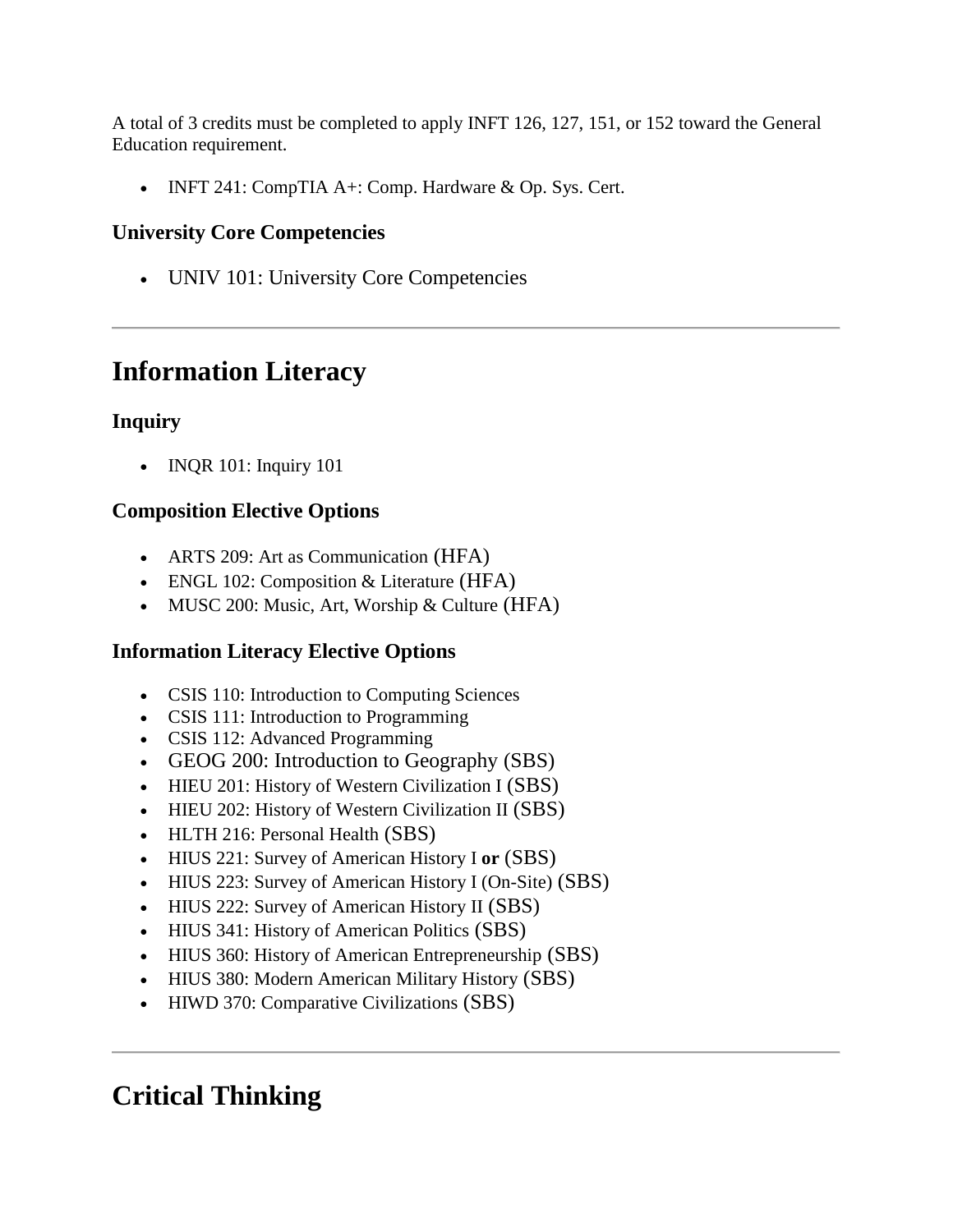A total of 3 credits must be completed to apply INFT 126, 127, 151, or 152 toward the General Education requirement.

- INFT 241: CompTIA A+: Comp. Hardware & Op. Sys. Cert.

### University Core Competencies

- UNIV 101: University Core Competencies

---

## Information Literacy

### Inquiry

- INQR 101: Inquiry 101

### Composition Elective Options

- ARTS 209: Art as Communication (HFA)
- ENGL 102: Composition & Literature (HFA)
- MUSC 200: Music, Art, Worship & Culture (HFA)

### Information Literacy Elective Options

- CSIS 110: Introduction to Computing Sciences
- CSIS 111: Introduction to Programming
- CSIS 112: Advanced Programming
- GEOG 200: Introduction to Geography (SBS)
- HIEU 201: History of Western Civilization I (SBS)
- HIEU 202: History of Western Civilization II (SBS)
- HLTH 216: Personal Health (SBS)
- HIUS 221: Survey of American History I **or** (SBS)
- HIUS 223: Survey of American History I (On-Site) (SBS)
- HIUS 222: Survey of American History II (SBS)
- HIUS 341: History of American Politics (SBS)
- HIUS 360: History of American Entrepreneurship (SBS)
- HIUS 380: Modern American Military History (SBS)
- HIWD 370: Comparative Civilizations (SBS)

---

## Critical Thinking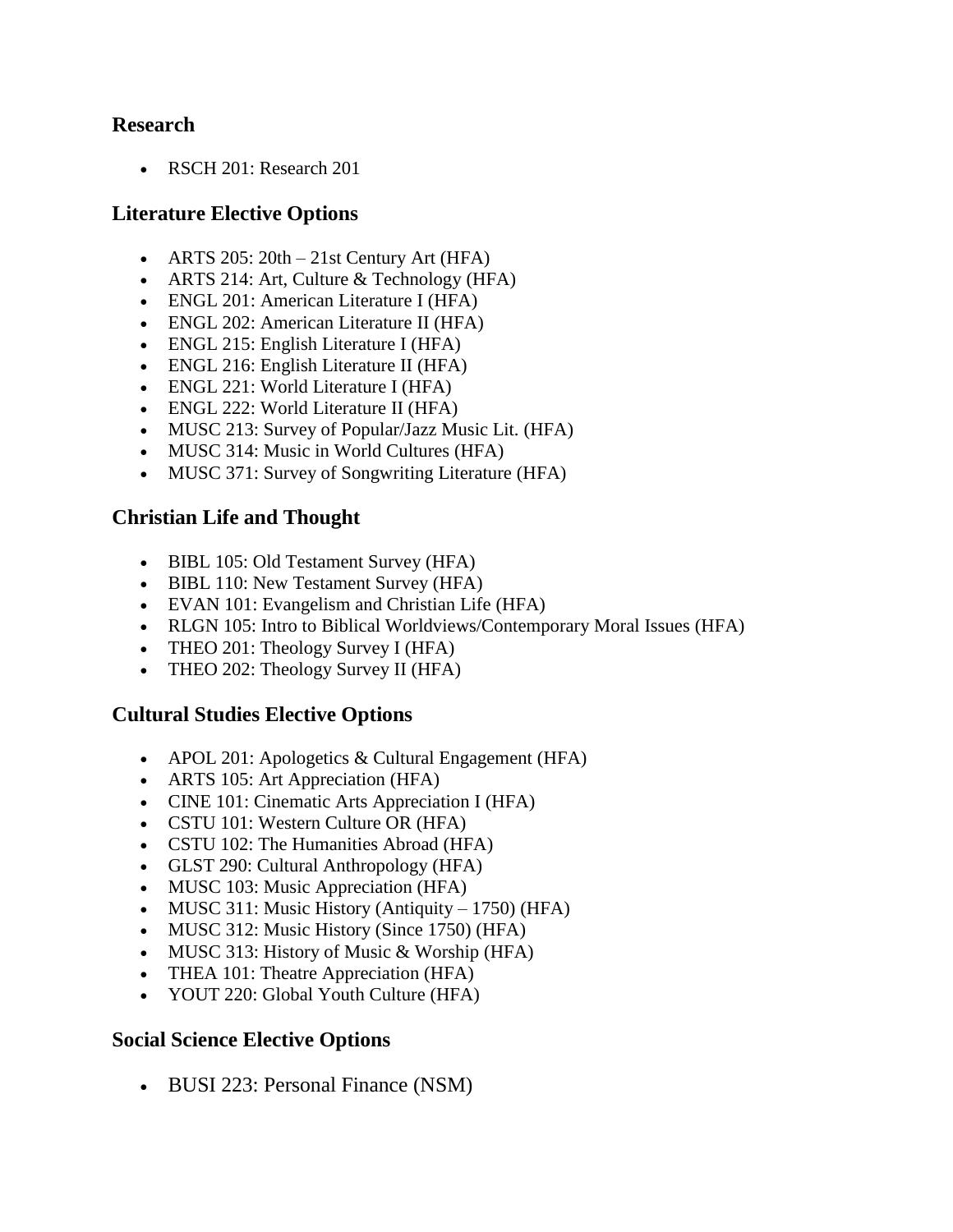### Research

- RSCH 201: Research 201

### Literature Elective Options

- ARTS 205: 20th – 21st Century Art (HFA)
- ARTS 214: Art, Culture & Technology (HFA)
- ENGL 201: American Literature I (HFA)
- ENGL 202: American Literature II (HFA)
- ENGL 215: English Literature I (HFA)
- ENGL 216: English Literature II (HFA)
- ENGL 221: World Literature I (HFA)
- ENGL 222: World Literature II (HFA)
- MUSC 213: Survey of Popular/Jazz Music Lit. (HFA)
- MUSC 314: Music in World Cultures (HFA)
- MUSC 371: Survey of Songwriting Literature (HFA)

### Christian Life and Thought

- BIBL 105: Old Testament Survey (HFA)
- BIBL 110: New Testament Survey (HFA)
- EVAN 101: Evangelism and Christian Life (HFA)
- RLGN 105: Intro to Biblical Worldviews/Contemporary Moral Issues (HFA)
- THEO 201: Theology Survey I (HFA)
- THEO 202: Theology Survey II (HFA)

### Cultural Studies Elective Options

- APOL 201: Apologetics & Cultural Engagement (HFA)
- ARTS 105: Art Appreciation (HFA)
- CINE 101: Cinematic Arts Appreciation I (HFA)
- CSTU 101: Western Culture OR (HFA)
- CSTU 102: The Humanities Abroad (HFA)
- GLST 290: Cultural Anthropology (HFA)
- MUSC 103: Music Appreciation (HFA)
- MUSC 311: Music History (Antiquity – 1750) (HFA)
- MUSC 312: Music History (Since 1750) (HFA)
- MUSC 313: History of Music & Worship (HFA)
- THEA 101: Theatre Appreciation (HFA)
- YOUT 220: Global Youth Culture (HFA)

### Social Science Elective Options

- BUSI 223: Personal Finance (NSM)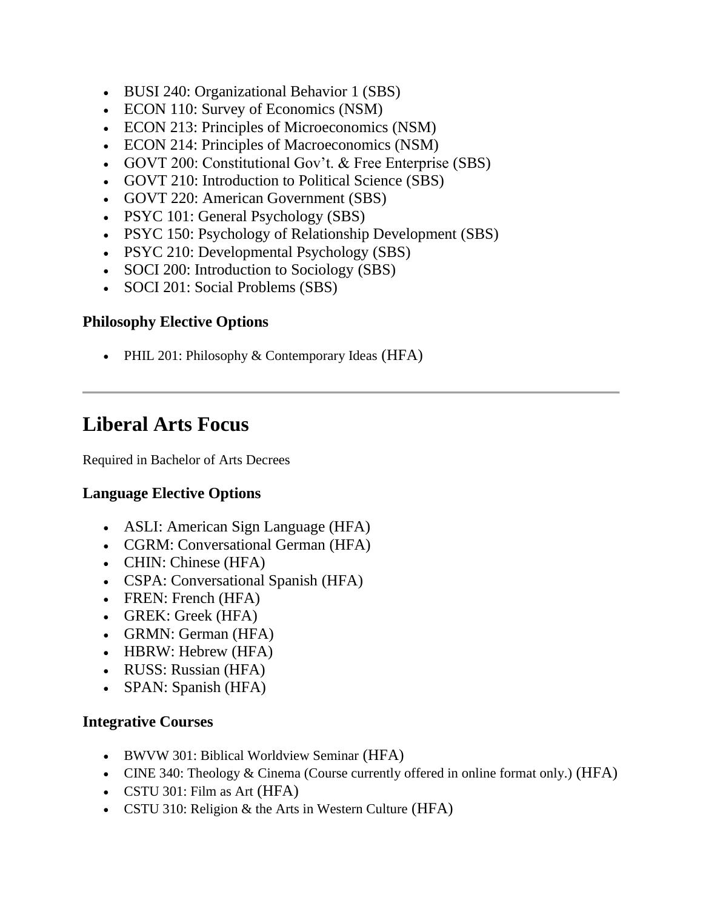- BUSI 240: Organizational Behavior 1 (SBS)
- ECON 110: Survey of Economics (NSM)
- ECON 213: Principles of Microeconomics (NSM)
- ECON 214: Principles of Macroeconomics (NSM)
- GOVT 200: Constitutional Gov't. & Free Enterprise (SBS)
- GOVT 210: Introduction to Political Science (SBS)
- GOVT 220: American Government (SBS)
- PSYC 101: General Psychology (SBS)
- PSYC 150: Psychology of Relationship Development (SBS)
- PSYC 210: Developmental Psychology (SBS)
- SOCI 200: Introduction to Sociology (SBS)
- SOCI 201: Social Problems (SBS)

### Philosophy Elective Options

- PHIL 201: Philosophy & Contemporary Ideas (HFA)

---

## Liberal Arts Focus

Required in Bachelor of Arts Decrees

### Language Elective Options

- ASLI: American Sign Language (HFA)
- CGRM: Conversational German (HFA)
- CHIN: Chinese (HFA)
- CSPA: Conversational Spanish (HFA)
- FREN: French (HFA)
- GREK: Greek (HFA)
- GRMN: German (HFA)
- HBRW: Hebrew (HFA)
- RUSS: Russian (HFA)
- SPAN: Spanish (HFA)

### Integrative Courses

- BWVW 301: Biblical Worldview Seminar (HFA)
- CINE 340: Theology & Cinema (Course currently offered in online format only.) (HFA)
- CSTU 301: Film as Art (HFA)
- CSTU 310: Religion & the Arts in Western Culture (HFA)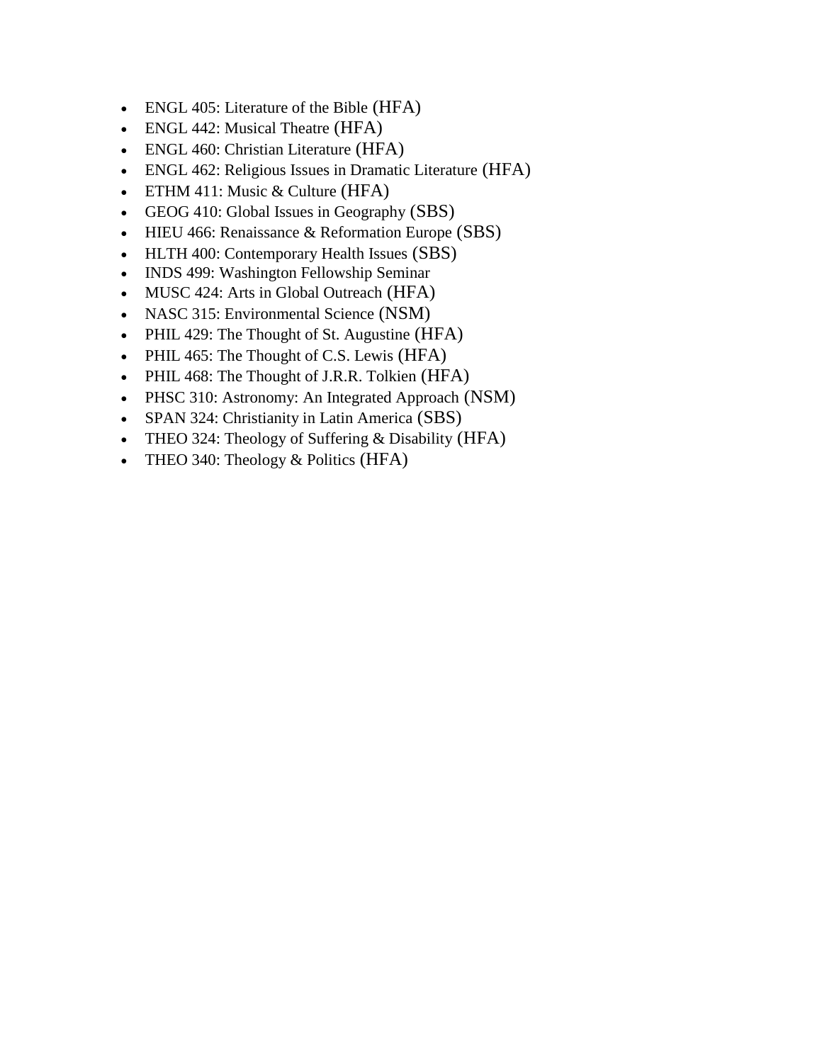- ENGL 405: Literature of the Bible (HFA)
- ENGL 442: Musical Theatre (HFA)
- ENGL 460: Christian Literature (HFA)
- ENGL 462: Religious Issues in Dramatic Literature (HFA)
- ETHM 411: Music & Culture (HFA)
- GEOG 410: Global Issues in Geography (SBS)
- HIEU 466: Renaissance & Reformation Europe (SBS)
- HLTH 400: Contemporary Health Issues (SBS)
- INDS 499: Washington Fellowship Seminar
- MUSC 424: Arts in Global Outreach (HFA)
- NASC 315: Environmental Science (NSM)
- PHIL 429: The Thought of St. Augustine (HFA)
- PHIL 465: The Thought of C.S. Lewis (HFA)
- PHIL 468: The Thought of J.R.R. Tolkien (HFA)
- PHSC 310: Astronomy: An Integrated Approach (NSM)
- SPAN 324: Christianity in Latin America (SBS)
- THEO 324: Theology of Suffering & Disability (HFA)
- THEO 340: Theology & Politics (HFA)